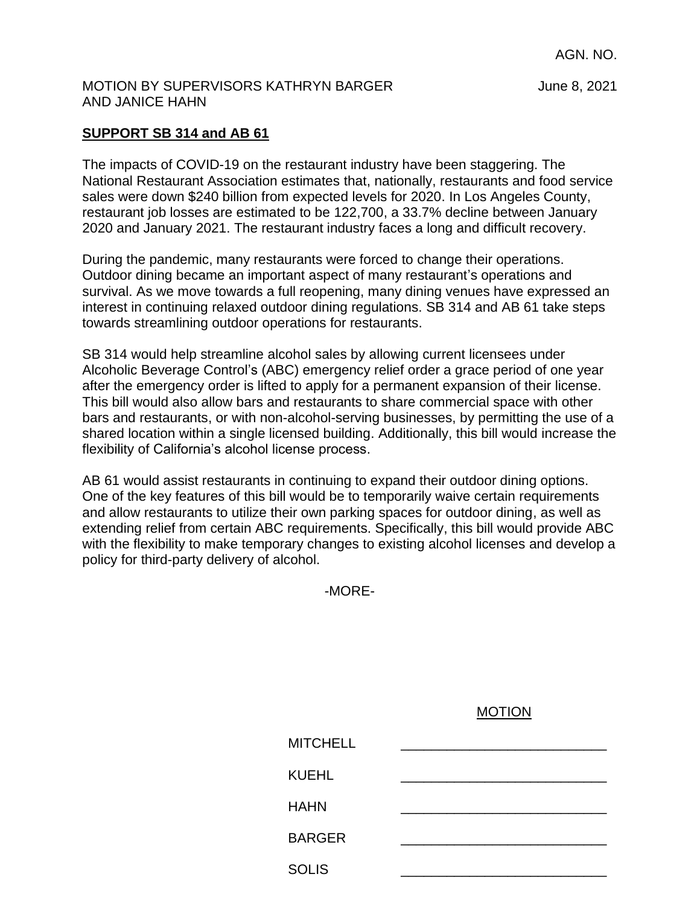AGN. NO.

MOTION BY SUPERVISORS KATHRYN BARGER AND JANICE HAHN

June 8, 2021

**SUPPORT SB 314 and AB 61**

The impacts of COVID-19 on the restaurant industry have been staggering. The National Restaurant Association estimates that, nationally, restaurants and food service sales were down $240 billion from expected levels for 2020. In Los Angeles County, restaurant job losses are estimated to be 122,700, a 33.7% decline between January 2020 and January 2021. The restaurant industry faces a long and difficult recovery.

During the pandemic, many restaurants were forced to change their operations. Outdoor dining became an important aspect of many restaurant's operations and survival. As we move towards a full reopening, many dining venues have expressed an interest in continuing relaxed outdoor dining regulations. SB 314 and AB 61 take steps towards streamlining outdoor operations for restaurants.

SB 314 would help streamline alcohol sales by allowing current licensees under Alcoholic Beverage Control's (ABC) emergency relief order a grace period of one year after the emergency order is lifted to apply for a permanent expansion of their license. This bill would also allow bars and restaurants to share commercial space with other bars and restaurants, or with non-alcohol-serving businesses, by permitting the use of a shared location within a single licensed building. Additionally, this bill would increase the flexibility of California's alcohol license process.

AB 61 would assist restaurants in continuing to expand their outdoor dining options. One of the key features of this bill would be to temporarily waive certain requirements and allow restaurants to utilize their own parking spaces for outdoor dining, as well as extending relief from certain ABC requirements. Specifically, this bill would provide ABC with the flexibility to make temporary changes to existing alcohol licenses and develop a policy for third-party delivery of alcohol.

-MORE-

MOTION

| | |
|---|---|
| MITCHELL | _______________ |
| KUEHL | _______________ |
| HAHN | _______________ |
| BARGER | _______________ |
| SOLIS | _______________ |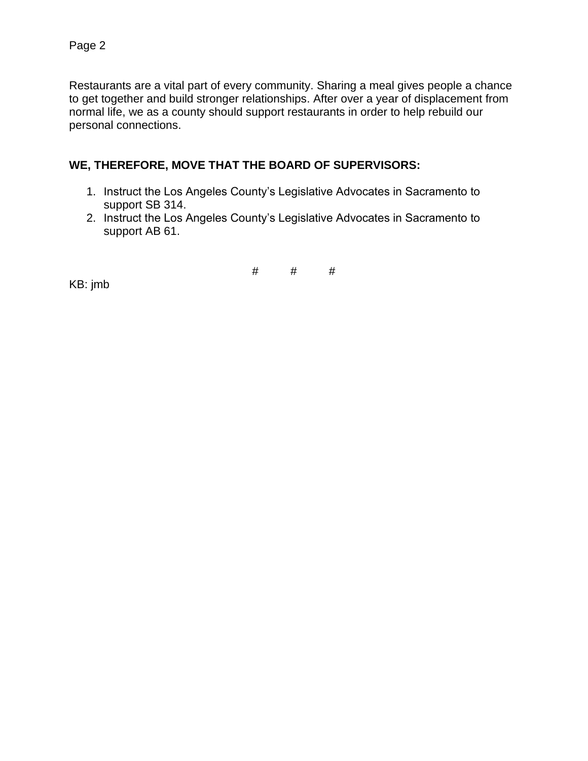Restaurants are a vital part of every community. Sharing a meal gives people a chance to get together and build stronger relationships. After over a year of displacement from normal life, we as a county should support restaurants in order to help rebuild our personal connections.

**WE, THEREFORE, MOVE THAT THE BOARD OF SUPERVISORS:**

1. Instruct the Los Angeles County's Legislative Advocates in Sacramento to support SB 314.
2. Instruct the Los Angeles County's Legislative Advocates in Sacramento to support AB 61.

# # #

KB: jmb